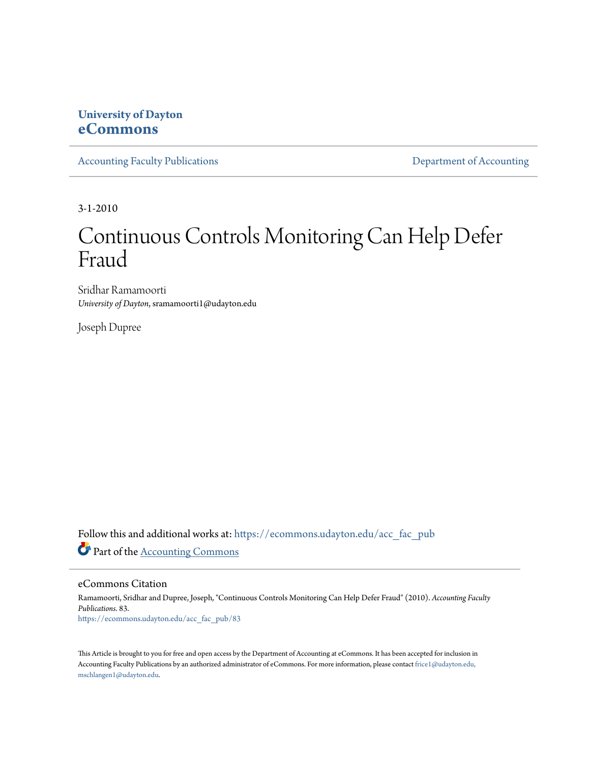University of Dayton
**eCommons**

Accounting Faculty Publications | Department of Accounting

3-1-2010

# Continuous Controls Monitoring Can Help Defer Fraud

Sridhar Ramamoorti
*University of Dayton*, sramamoorti1@udayton.edu

Joseph Dupree

Follow this and additional works at: https://ecommons.udayton.edu/acc_fac_pub

Part of the Accounting Commons

## eCommons Citation

Ramamoorti, Sridhar and Dupree, Joseph, "Continuous Controls Monitoring Can Help Defer Fraud" (2010). *Accounting Faculty Publications*. 83.
https://ecommons.udayton.edu/acc_fac_pub/83

This Article is brought to you for free and open access by the Department of Accounting at eCommons. It has been accepted for inclusion in Accounting Faculty Publications by an authorized administrator of eCommons. For more information, please contact frice1@udayton.edu, mschlangen1@udayton.edu.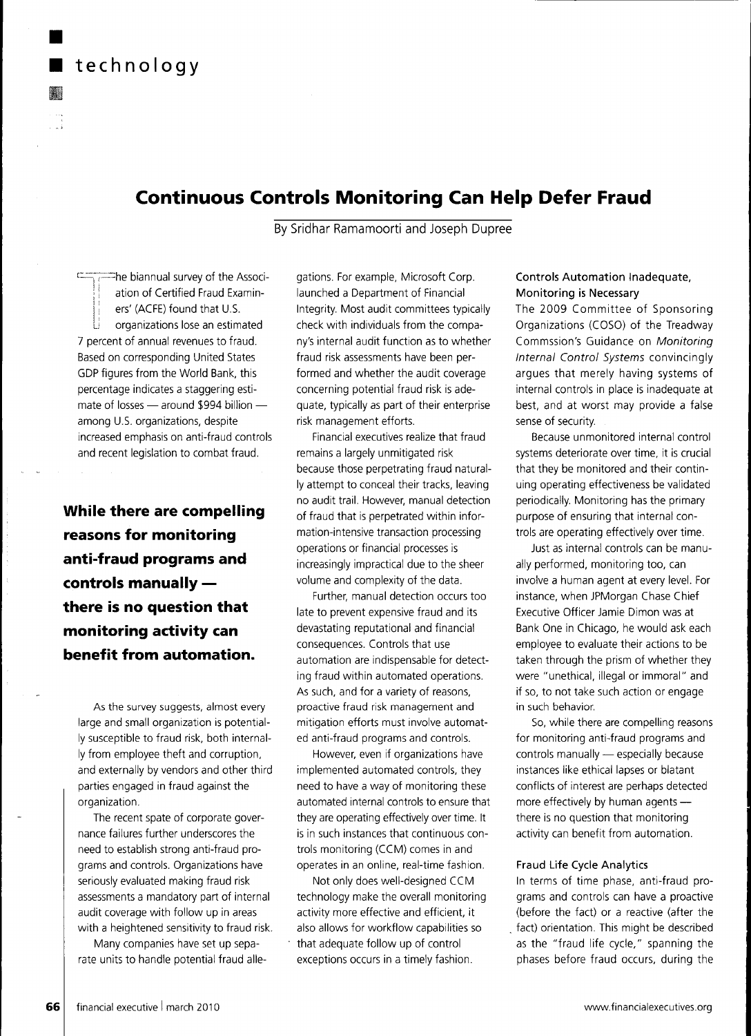# Continuous Controls Monitoring Can Help Defer Fraud

By Sridhar Ramamoorti and Joseph Dupree

The biannual survey of the Association of Certified Fraud Examiners' (ACFE) found that U.S. organizations lose an estimated 7 percent of annual revenues to fraud. Based on corresponding United States GDP figures from the World Bank, this percentage indicates a staggering estimate of losses — around $994 billion — among U.S. organizations, despite increased emphasis on anti-fraud controls and recent legislation to combat fraud.

**While there are compelling reasons for monitoring anti-fraud programs and controls manually — there is no question that monitoring activity can benefit from automation.**

As the survey suggests, almost every large and small organization is potentially susceptible to fraud risk, both internally from employee theft and corruption, and externally by vendors and other third parties engaged in fraud against the organization.

The recent spate of corporate governance failures further underscores the need to establish strong anti-fraud programs and controls. Organizations have seriously evaluated making fraud risk assessments a mandatory part of internal audit coverage with follow up in areas with a heightened sensitivity to fraud risk.

Many companies have set up separate units to handle potential fraud allegations. For example, Microsoft Corp. launched a Department of Financial Integrity. Most audit committees typically check with individuals from the company's internal audit function as to whether fraud risk assessments have been performed and whether the audit coverage concerning potential fraud risk is adequate, typically as part of their enterprise risk management efforts.

Financial executives realize that fraud remains a largely unmitigated risk because those perpetrating fraud naturally attempt to conceal their tracks, leaving no audit trail. However, manual detection of fraud that is perpetrated within information-intensive transaction processing operations or financial processes is increasingly impractical due to the sheer volume and complexity of the data.

Further, manual detection occurs too late to prevent expensive fraud and its devastating reputational and financial consequences. Controls that use automation are indispensable for detecting fraud within automated operations. As such, and for a variety of reasons, proactive fraud risk management and mitigation efforts must involve automated anti-fraud programs and controls.

However, even if organizations have implemented automated controls, they need to have a way of monitoring these automated internal controls to ensure that they are operating effectively over time. It is in such instances that continuous controls monitoring (CCM) comes in and operates in an online, real-time fashion.

Not only does well-designed CCM technology make the overall monitoring activity more effective and efficient, it also allows for workflow capabilities so that adequate follow up of control exceptions occurs in a timely fashion.

### Controls Automation Inadequate, Monitoring is Necessary

The 2009 Committee of Sponsoring Organizations (COSO) of the Treadway Commssion's Guidance on *Monitoring Internal Control Systems* convincingly argues that merely having systems of internal controls in place is inadequate at best, and at worst may provide a false sense of security.

Because unmonitored internal control systems deteriorate over time, it is crucial that they be monitored and their continuing operating effectiveness be validated periodically. Monitoring has the primary purpose of ensuring that internal controls are operating effectively over time.

Just as internal controls can be manually performed, monitoring too, can involve a human agent at every level. For instance, when JPMorgan Chase Chief Executive Officer Jamie Dimon was at Bank One in Chicago, he would ask each employee to evaluate their actions to be taken through the prism of whether they were "unethical, illegal or immoral" and if so, to not take such action or engage in such behavior.

So, while there are compelling reasons for monitoring anti-fraud programs and controls manually — especially because instances like ethical lapses or blatant conflicts of interest are perhaps detected more effectively by human agents — there is no question that monitoring activity can benefit from automation.

### Fraud Life Cycle Analytics

In terms of time phase, anti-fraud programs and controls can have a proactive (before the fact) or a reactive (after the fact) orientation. This might be described as the "fraud life cycle," spanning the phases before fraud occurs, during the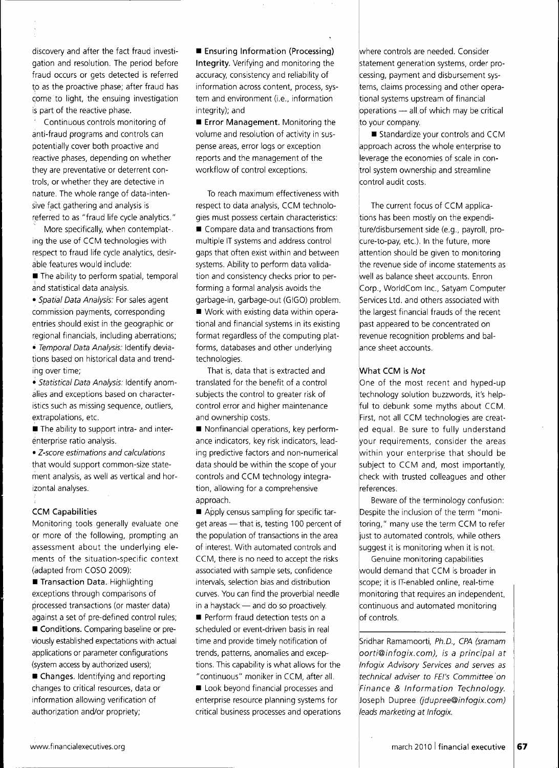discovery and after the fact fraud investigation and resolution. The period before fraud occurs or gets detected is referred to as the proactive phase; after fraud has come to light, the ensuing investigation is part of the reactive phase.

Continuous controls monitoring of anti-fraud programs and controls can potentially cover both proactive and reactive phases, depending on whether they are preventative or deterrent controls, or whether they are detective in nature. The whole range of data-intensive fact gathering and analysis is referred to as "fraud life cycle analytics."

More specifically, when contemplating the use of CCM technologies with respect to fraud life cycle analytics, desirable features would include:

- The ability to perform spatial, temporal and statistical data analysis.
  - *Spatial Data Analysis:* For sales agent commission payments, corresponding entries should exist in the geographic or regional financials, including aberrations;
  - *Temporal Data Analysis:* Identify deviations based on historical data and trending over time;
  - *Statistical Data Analysis:* Identify anomalies and exceptions based on characteristics such as missing sequence, outliers, extrapolations, etc.
- The ability to support intra- and inter-enterprise ratio analysis.
  - *Z-score estimations and calculations* that would support common-size statement analysis, as well as vertical and horizontal analyses.

### CCM Capabilities

Monitoring tools generally evaluate one or more of the following, prompting an assessment about the underlying elements of the situation-specific context (adapted from COSO 2009):

- **Transaction Data.** Highlighting exceptions through comparisons of processed transactions (or master data) against a set of pre-defined control rules;
- **Conditions.** Comparing baseline or previously established expectations with actual applications or parameter configurations (system access by authorized users);
- **Changes.** Identifying and reporting changes to critical resources, data or information allowing verification of authorization and/or propriety;
- **Ensuring Information (Processing) Integrity.** Verifying and monitoring the accuracy, consistency and reliability of information across content, process, system and environment (i.e., information integrity); and
- **Error Management.** Monitoring the volume and resolution of activity in suspense areas, error logs or exception reports and the management of the workflow of control exceptions.

To reach maximum effectiveness with respect to data analysis, CCM technologies must possess certain characteristics:

- Compare data and transactions from multiple IT systems and address control gaps that often exist within and between systems. Ability to perform data validation and consistency checks prior to performing a formal analysis avoids the garbage-in, garbage-out (GIGO) problem.
- Work with existing data within operational and financial systems in its existing format regardless of the computing platforms, databases and other underlying technologies.

  That is, data that is extracted and translated for the benefit of a control subjects the control to greater risk of control error and higher maintenance and ownership costs.
- Nonfinancial operations, key performance indicators, key risk indicators, leading predictive factors and non-numerical data should be within the scope of your controls and CCM technology integration, allowing for a comprehensive approach.
- Apply census sampling for specific target areas — that is, testing 100 percent of the population of transactions in the area of interest. With automated controls and CCM, there is no need to accept the risks associated with sample sets, confidence intervals, selection bias and distribution curves. You can find the proverbial needle in a haystack — and do so proactively.
- Perform fraud detection tests on a scheduled or event-driven basis in real time and provide timely notification of trends, patterns, anomalies and exceptions. This capability is what allows for the "continuous" moniker in CCM, after all.
- Look beyond financial processes and enterprise resource planning systems for critical business processes and operations where controls are needed. Consider statement generation systems, order processing, payment and disbursement systems, claims processing and other operational systems upstream of financial operations — all of which may be critical to your company.
- Standardize your controls and CCM approach across the whole enterprise to leverage the economies of scale in control system ownership and streamline control audit costs.

The current focus of CCM applications has been mostly on the expenditure/disbursement side (e.g., payroll, procure-to-pay, etc.). In the future, more attention should be given to monitoring the revenue side of income statements as well as balance sheet accounts. Enron Corp., WorldCom Inc., Satyam Computer Services Ltd. and others associated with the largest financial frauds of the recent past appeared to be concentrated on revenue recognition problems and balance sheet accounts.

### What CCM is *Not*

One of the most recent and hyped-up technology solution buzzwords, it's helpful to debunk some myths about CCM. First, not all CCM technologies are created equal. Be sure to fully understand your requirements, consider the areas within your enterprise that should be subject to CCM and, most importantly, check with trusted colleagues and other references.

Beware of the terminology confusion: Despite the inclusion of the term "monitoring," many use the term CCM to refer just to automated controls, while others suggest it is monitoring when it is not.

Genuine monitoring capabilities would demand that CCM is broader in scope; it is IT-enabled online, real-time monitoring that requires an independent, continuous and automated monitoring of controls.

---

*Sridhar Ramamoorti, Ph.D., CPA (sramamoorti@infogix.com), is a principal at Infogix Advisory Services and serves as technical adviser to FEI's Committee on Finance & Information Technology. Joseph Dupree (jdupree@infogix.com) leads marketing at Infogix.*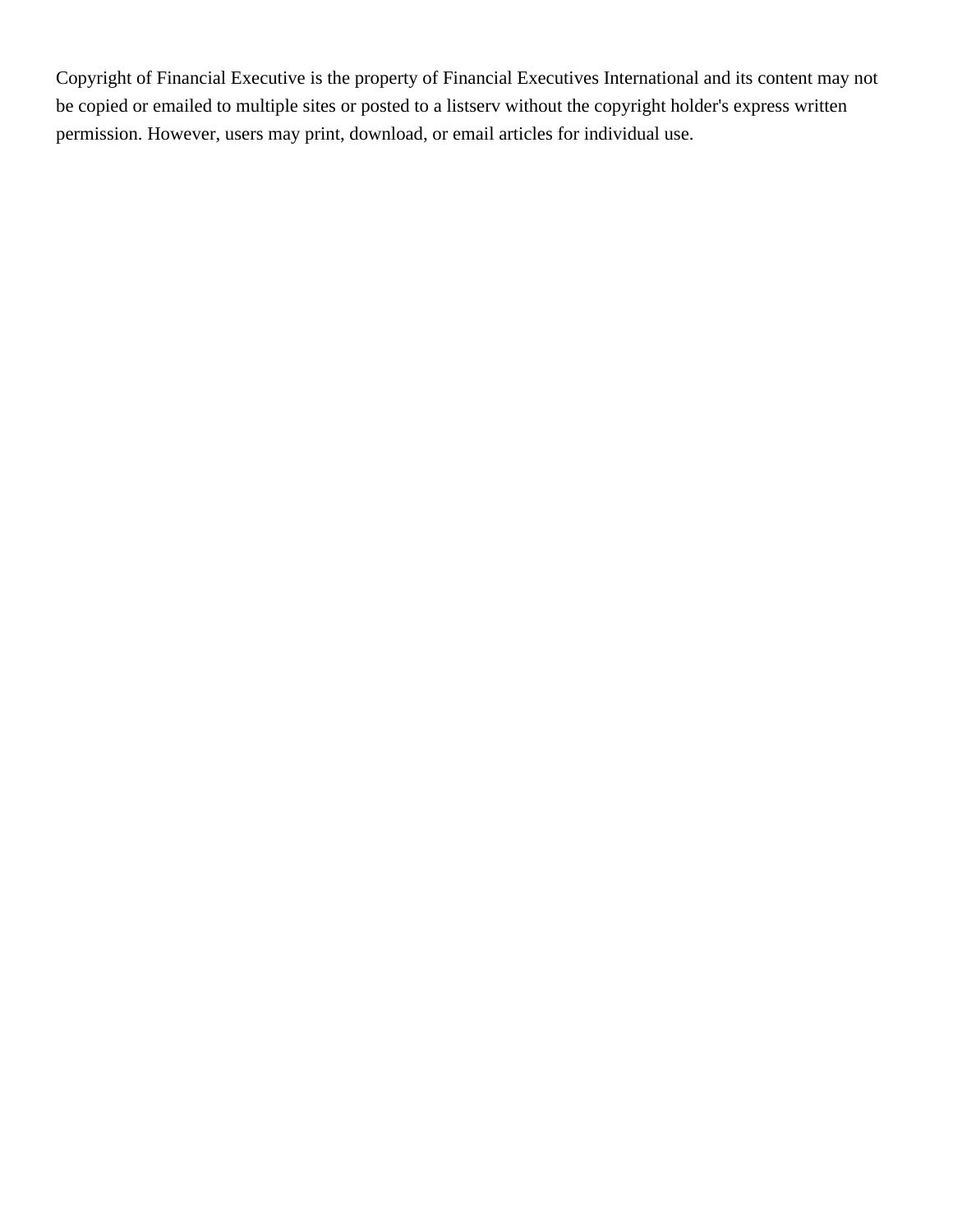Copyright of Financial Executive is the property of Financial Executives International and its content may not be copied or emailed to multiple sites or posted to a listserv without the copyright holder's express written permission. However, users may print, download, or email articles for individual use.